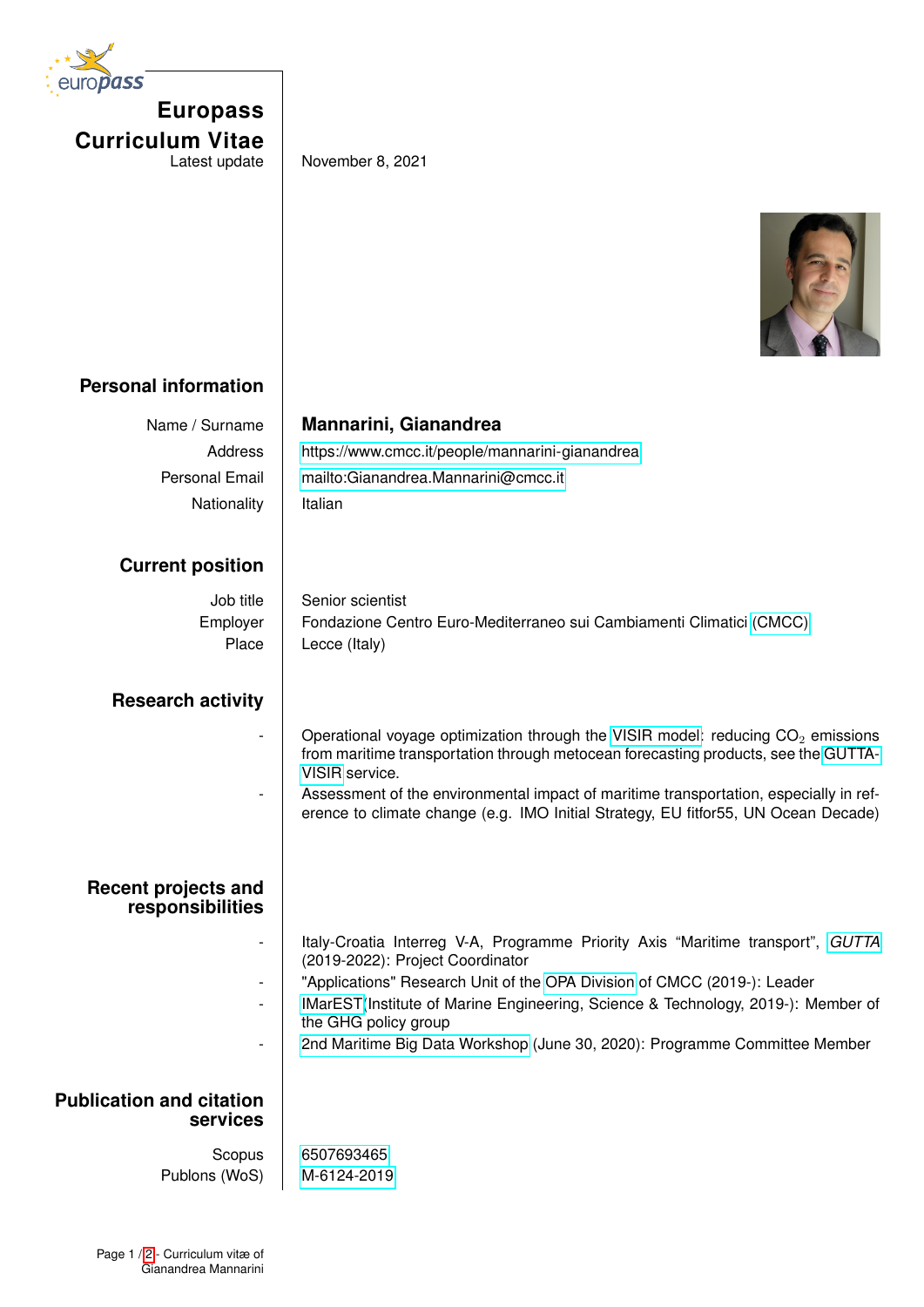# Europass Curriculum Vitae

Latest update: November 8, 2021

## Personal information

Name / Surname: **Mannarini, Gianandrea**

Address: https://www.cmcc.it/people/mannarini-gianandrea

Personal Email: mailto:Gianandrea.Mannarini@cmcc.it

Nationality: Italian

## Current position

Job title: Senior scientist

Employer: Fondazione Centro Euro-Mediterraneo sui Cambiamenti Climatici (CMCC)

Place: Lecce (Italy)

## Research activity

- Operational voyage optimization through the VISIR model: reducing $CO_2$ emissions from maritime transportation through metocean forecasting products, see the GUTTA-VISIR service.
- Assessment of the environmental impact of maritime transportation, especially in reference to climate change (e.g. IMO Initial Strategy, EU fitfor55, UN Ocean Decade)

## Recent projects and responsibilities

- Italy-Croatia Interreg V-A, Programme Priority Axis "Maritime transport", *GUTTA* (2019-2022): Project Coordinator
- "Applications" Research Unit of the OPA Division of CMCC (2019-): Leader
- IMarEST (Institute of Marine Engineering, Science & Technology, 2019-): Member of the GHG policy group
- 2nd Maritime Big Data Workshop (June 30, 2020): Programme Committee Member

## Publication and citation services

Scopus: 6507693465

Publons (WoS): M-6124-2019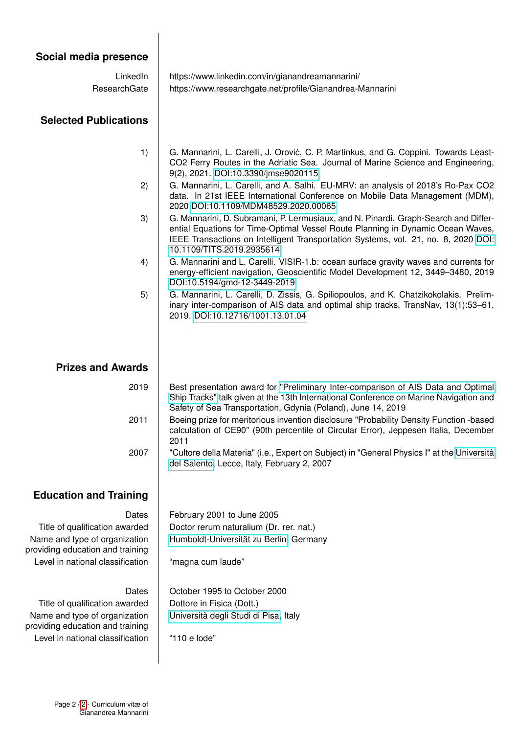## Social media presence

LinkedIn: https://www.linkedin.com/in/gianandreamannarini/
ResearchGate: https://www.researchgate.net/profile/Gianandrea-Mannarini

## Selected Publications

1) G. Mannarini, L. Carelli, J. Orović, C. P. Martinkus, and G. Coppini. Towards Least-CO2 Ferry Routes in the Adriatic Sea. Journal of Marine Science and Engineering, 9(2), 2021. DOI:10.3390/jmse9020115
2) G. Mannarini, L. Carelli, and A. Salhi. EU-MRV: an analysis of 2018's Ro-Pax CO2 data. In 21st IEEE International Conference on Mobile Data Management (MDM), 2020 DOI:10.1109/MDM48529.2020.00065
3) G. Mannarini, D. Subramani, P. Lermusiaux, and N. Pinardi. Graph-Search and Differential Equations for Time-Optimal Vessel Route Planning in Dynamic Ocean Waves, IEEE Transactions on Intelligent Transportation Systems, vol. 21, no. 8, 2020 DOI: 10.1109/TITS.2019.2935614
4) G. Mannarini and L. Carelli. VISIR-1.b: ocean surface gravity waves and currents for energy-efficient navigation, Geoscientific Model Development 12, 3449–3480, 2019 DOI:10.5194/gmd-12-3449-2019
5) G. Mannarini, L. Carelli, D. Zissis, G. Spiliopoulos, and K. Chatzikokolakis. Preliminary inter-comparison of AIS data and optimal ship tracks, TransNav, 13(1):53–61, 2019. DOI:10.12716/1001.13.01.04

## Prizes and Awards

2019: Best presentation award for "Preliminary Inter-comparison of AIS Data and Optimal Ship Tracks" talk given at the 13th International Conference on Marine Navigation and Safety of Sea Transportation, Gdynia (Poland), June 14, 2019

2011: Boeing prize for meritorious invention disclosure "Probability Density Function -based calculation of CE90" (90th percentile of Circular Error), Jeppesen Italia, December 2011

2007: "Cultore della Materia" (i.e., Expert on Subject) in "General Physics I" at the Università del Salento, Lecce, Italy, February 2, 2007

## Education and Training

Dates: February 2001 to June 2005
Title of qualification awarded: Doctor rerum naturalium (Dr. rer. nat.)
Name and type of organization providing education and training: Humboldt-Universität zu Berlin, Germany
Level in national classification: "magna cum laude"

Dates: October 1995 to October 2000
Title of qualification awarded: Dottore in Fisica (Dott.)
Name and type of organization providing education and training: Università degli Studi di Pisa, Italy
Level in national classification: "110 e lode"